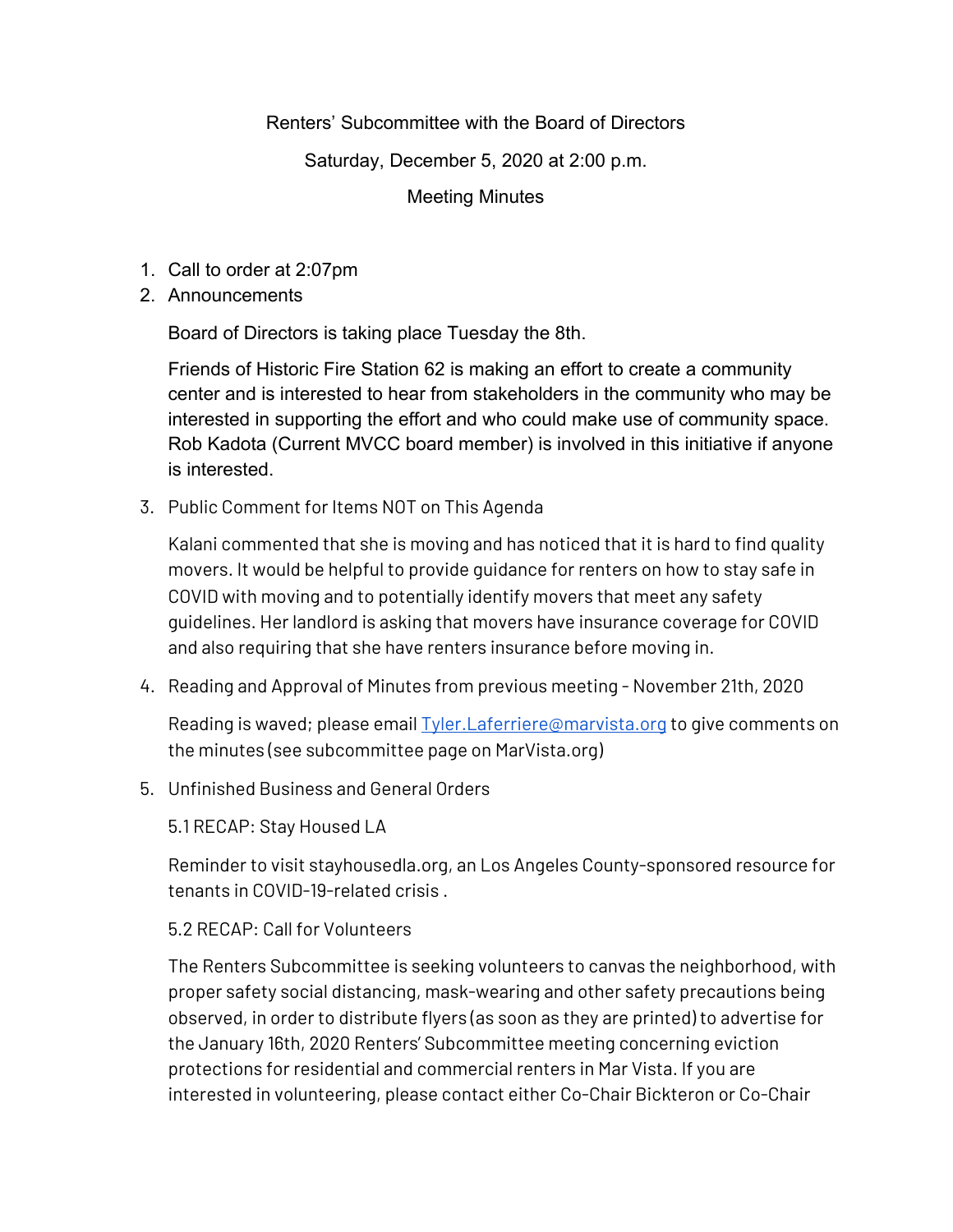Renters' Subcommittee with the Board of Directors

Saturday, December 5, 2020 at 2:00 p.m.

Meeting Minutes

1. Call to order at 2:07pm
2. Announcements

   Board of Directors is taking place Tuesday the 8th.

   Friends of Historic Fire Station 62 is making an effort to create a community center and is interested to hear from stakeholders in the community who may be interested in supporting the effort and who could make use of community space. Rob Kadota (Current MVCC board member) is involved in this initiative if anyone is interested.

3. Public Comment for Items NOT on This Agenda

   Kalani commented that she is moving and has noticed that it is hard to find quality movers. It would be helpful to provide guidance for renters on how to stay safe in COVID with moving and to potentially identify movers that meet any safety guidelines. Her landlord is asking that movers have insurance coverage for COVID and also requiring that she have renters insurance before moving in.

4. Reading and Approval of Minutes from previous meeting - November 21th, 2020

   Reading is waved; please email [Tyler.Laferriere@marvista.org](mailto:Tyler.Laferriere@marvista.org) to give comments on the minutes (see subcommittee page on MarVista.org)

5. Unfinished Business and General Orders

   5.1 RECAP: Stay Housed LA

   Reminder to visit stayhousedla.org, an Los Angeles County-sponsored resource for tenants in COVID-19-related crisis .

   5.2 RECAP: Call for Volunteers

   The Renters Subcommittee is seeking volunteers to canvas the neighborhood, with proper safety social distancing, mask-wearing and other safety precautions being observed, in order to distribute flyers (as soon as they are printed) to advertise for the January 16th, 2020 Renters' Subcommittee meeting concerning eviction protections for residential and commercial renters in Mar Vista. If you are interested in volunteering, please contact either Co-Chair Bickteron or Co-Chair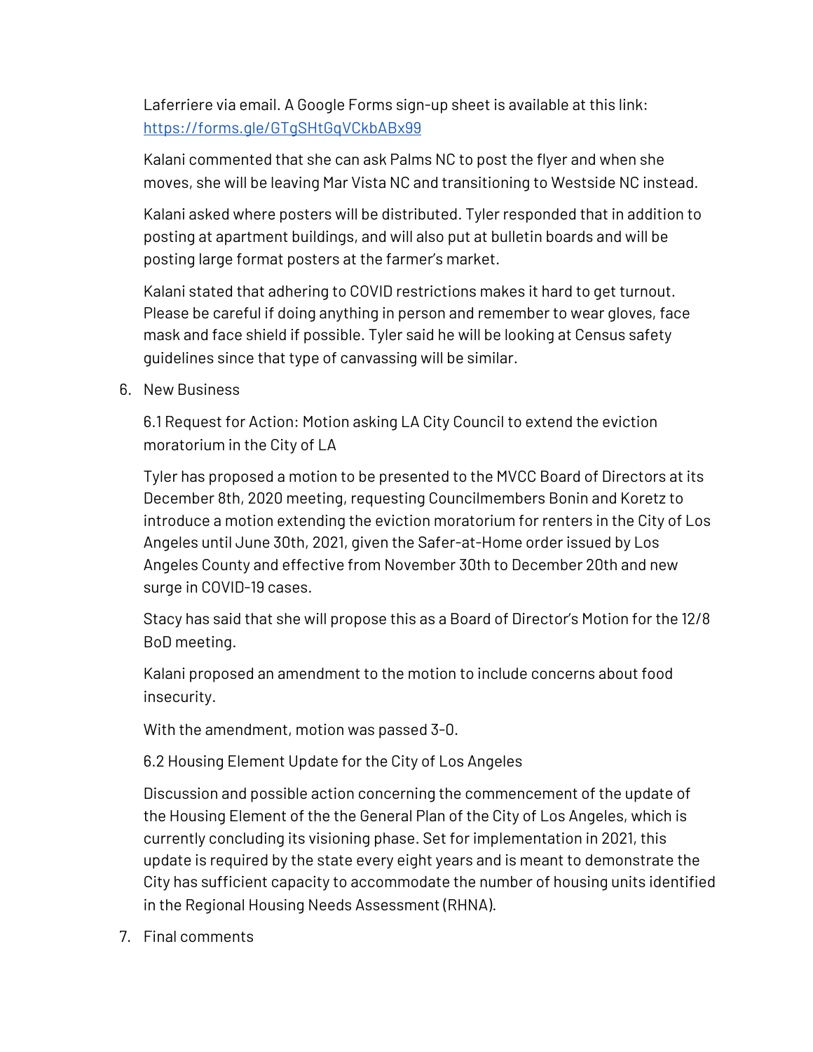Laferriere via email. A Google Forms sign-up sheet is available at this link: https://forms.gle/GTgSHtGqVCkbABx99

Kalani commented that she can ask Palms NC to post the flyer and when she moves, she will be leaving Mar Vista NC and transitioning to Westside NC instead.

Kalani asked where posters will be distributed. Tyler responded that in addition to posting at apartment buildings, and will also put at bulletin boards and will be posting large format posters at the farmer's market.

Kalani stated that adhering to COVID restrictions makes it hard to get turnout. Please be careful if doing anything in person and remember to wear gloves, face mask and face shield if possible. Tyler said he will be looking at Census safety guidelines since that type of canvassing will be similar.

6. New Business

   6.1 Request for Action: Motion asking LA City Council to extend the eviction moratorium in the City of LA

   Tyler has proposed a motion to be presented to the MVCC Board of Directors at its December 8th, 2020 meeting, requesting Councilmembers Bonin and Koretz to introduce a motion extending the eviction moratorium for renters in the City of Los Angeles until June 30th, 2021, given the Safer-at-Home order issued by Los Angeles County and effective from November 30th to December 20th and new surge in COVID-19 cases.

   Stacy has said that she will propose this as a Board of Director's Motion for the 12/8 BoD meeting.

   Kalani proposed an amendment to the motion to include concerns about food insecurity.

   With the amendment, motion was passed 3-0.

   6.2 Housing Element Update for the City of Los Angeles

   Discussion and possible action concerning the commencement of the update of the Housing Element of the the General Plan of the City of Los Angeles, which is currently concluding its visioning phase. Set for implementation in 2021, this update is required by the state every eight years and is meant to demonstrate the City has sufficient capacity to accommodate the number of housing units identified in the Regional Housing Needs Assessment (RHNA).

7. Final comments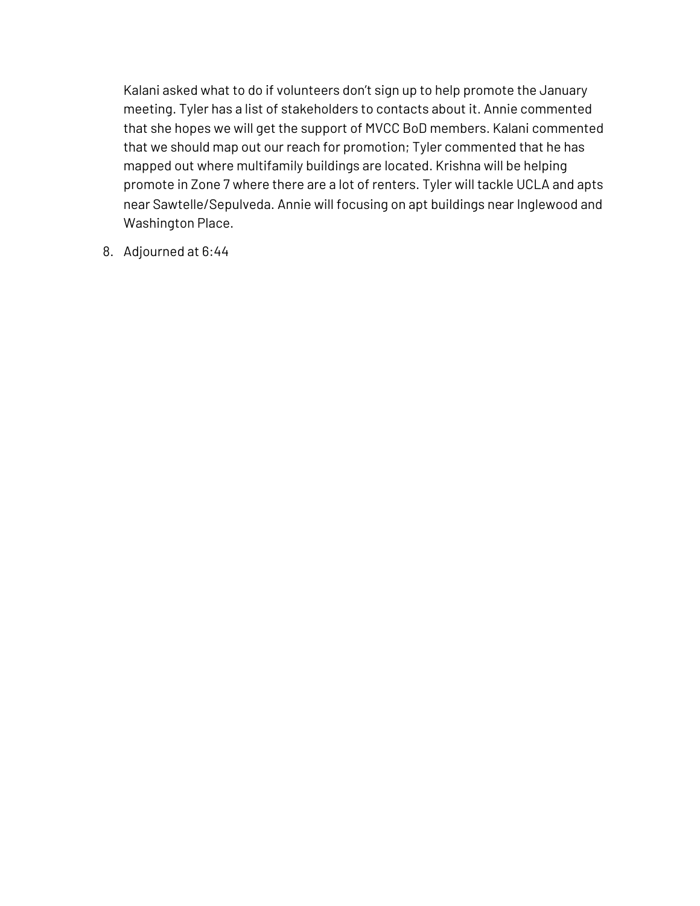Kalani asked what to do if volunteers don't sign up to help promote the January meeting. Tyler has a list of stakeholders to contacts about it. Annie commented that she hopes we will get the support of MVCC BoD members. Kalani commented that we should map out our reach for promotion; Tyler commented that he has mapped out where multifamily buildings are located. Krishna will be helping promote in Zone 7 where there are a lot of renters. Tyler will tackle UCLA and apts near Sawtelle/Sepulveda. Annie will focusing on apt buildings near Inglewood and Washington Place.

8. Adjourned at 6:44